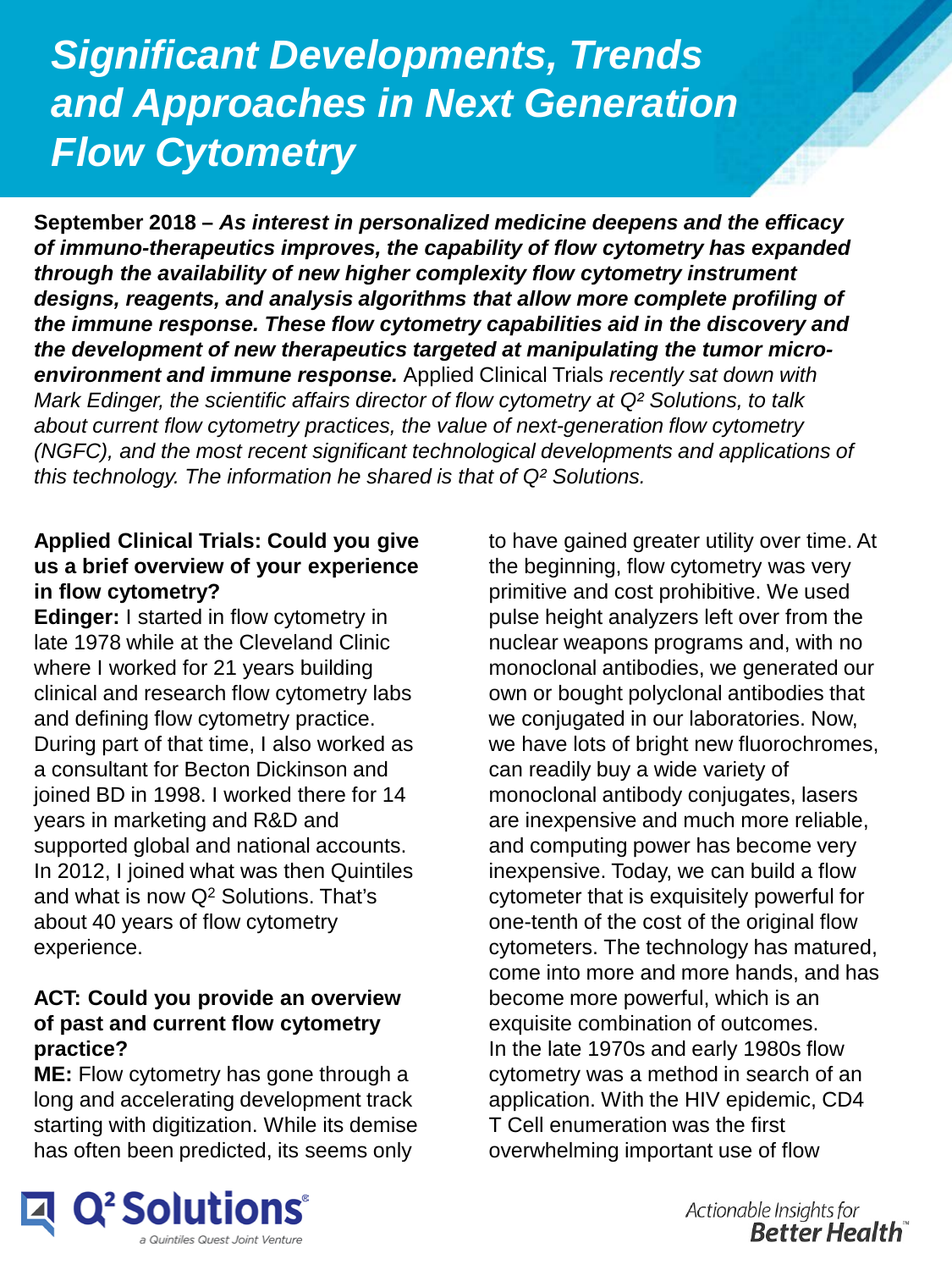# Significant Developments, Trends and Approaches in Next Generation Flow Cytometry

**September 2018 –** ***As interest in personalized medicine deepens and the efficacy of immuno-therapeutics improves, the capability of flow cytometry has expanded through the availability of new higher complexity flow cytometry instrument designs, reagents, and analysis algorithms that allow more complete profiling of the immune response. These flow cytometry capabilities aid in the discovery and the development of new therapeutics targeted at manipulating the tumor micro-environment and immune response.*** Applied Clinical Trials *recently sat down with Mark Edinger, the scientific affairs director of flow cytometry at Q² Solutions, to talk about current flow cytometry practices, the value of next-generation flow cytometry (NGFC), and the most recent significant technological developments and applications of this technology. The information he shared is that of Q² Solutions.*

**Applied Clinical Trials: Could you give us a brief overview of your experience in flow cytometry?**

**Edinger:** I started in flow cytometry in late 1978 while at the Cleveland Clinic where I worked for 21 years building clinical and research flow cytometry labs and defining flow cytometry practice. During part of that time, I also worked as a consultant for Becton Dickinson and joined BD in 1998. I worked there for 14 years in marketing and R&D and supported global and national accounts. In 2012, I joined what was then Quintiles and what is now Q² Solutions. That's about 40 years of flow cytometry experience.

**ACT: Could you provide an overview of past and current flow cytometry practice?**

**ME:** Flow cytometry has gone through a long and accelerating development track starting with digitization. While its demise has often been predicted, its seems only to have gained greater utility over time. At the beginning, flow cytometry was very primitive and cost prohibitive. We used pulse height analyzers left over from the nuclear weapons programs and, with no monoclonal antibodies, we generated our own or bought polyclonal antibodies that we conjugated in our laboratories. Now, we have lots of bright new fluorochromes, can readily buy a wide variety of monoclonal antibody conjugates, lasers are inexpensive and much more reliable, and computing power has become very inexpensive. Today, we can build a flow cytometer that is exquisitely powerful for one-tenth of the cost of the original flow cytometers. The technology has matured, come into more and more hands, and has become more powerful, which is an exquisite combination of outcomes.

In the late 1970s and early 1980s flow cytometry was a method in search of an application. With the HIV epidemic, CD4 T Cell enumeration was the first overwhelming important use of flow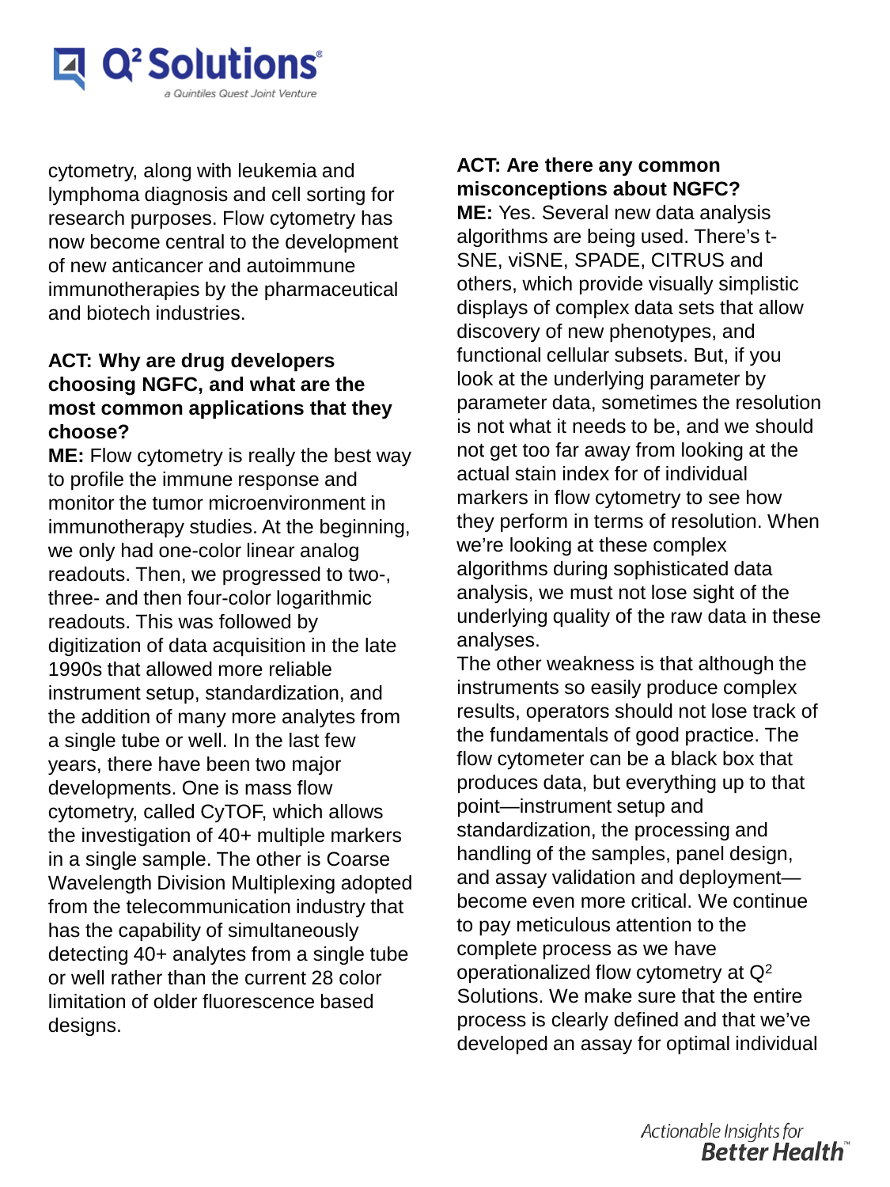cytometry, along with leukemia and lymphoma diagnosis and cell sorting for research purposes. Flow cytometry has now become central to the development of new anticancer and autoimmune immunotherapies by the pharmaceutical and biotech industries.

**ACT: Why are drug developers choosing NGFC, and what are the most common applications that they choose?**

**ME:** Flow cytometry is really the best way to profile the immune response and monitor the tumor microenvironment in immunotherapy studies. At the beginning, we only had one-color linear analog readouts. Then, we progressed to two-, three- and then four-color logarithmic readouts. This was followed by digitization of data acquisition in the late 1990s that allowed more reliable instrument setup, standardization, and the addition of many more analytes from a single tube or well. In the last few years, there have been two major developments. One is mass flow cytometry, called CyTOF, which allows the investigation of 40+ multiple markers in a single sample. The other is Coarse Wavelength Division Multiplexing adopted from the telecommunication industry that has the capability of simultaneously detecting 40+ analytes from a single tube or well rather than the current 28 color limitation of older fluorescence based designs.

**ACT: Are there any common misconceptions about NGFC?**

**ME:** Yes. Several new data analysis algorithms are being used. There's t-SNE, viSNE, SPADE, CITRUS and others, which provide visually simplistic displays of complex data sets that allow discovery of new phenotypes, and functional cellular subsets. But, if you look at the underlying parameter by parameter data, sometimes the resolution is not what it needs to be, and we should not get too far away from looking at the actual stain index for of individual markers in flow cytometry to see how they perform in terms of resolution. When we're looking at these complex algorithms during sophisticated data analysis, we must not lose sight of the underlying quality of the raw data in these analyses.

The other weakness is that although the instruments so easily produce complex results, operators should not lose track of the fundamentals of good practice. The flow cytometer can be a black box that produces data, but everything up to that point—instrument setup and standardization, the processing and handling of the samples, panel design, and assay validation and deployment—become even more critical. We continue to pay meticulous attention to the complete process as we have operationalized flow cytometry at Q² Solutions. We make sure that the entire process is clearly defined and that we've developed an assay for optimal individual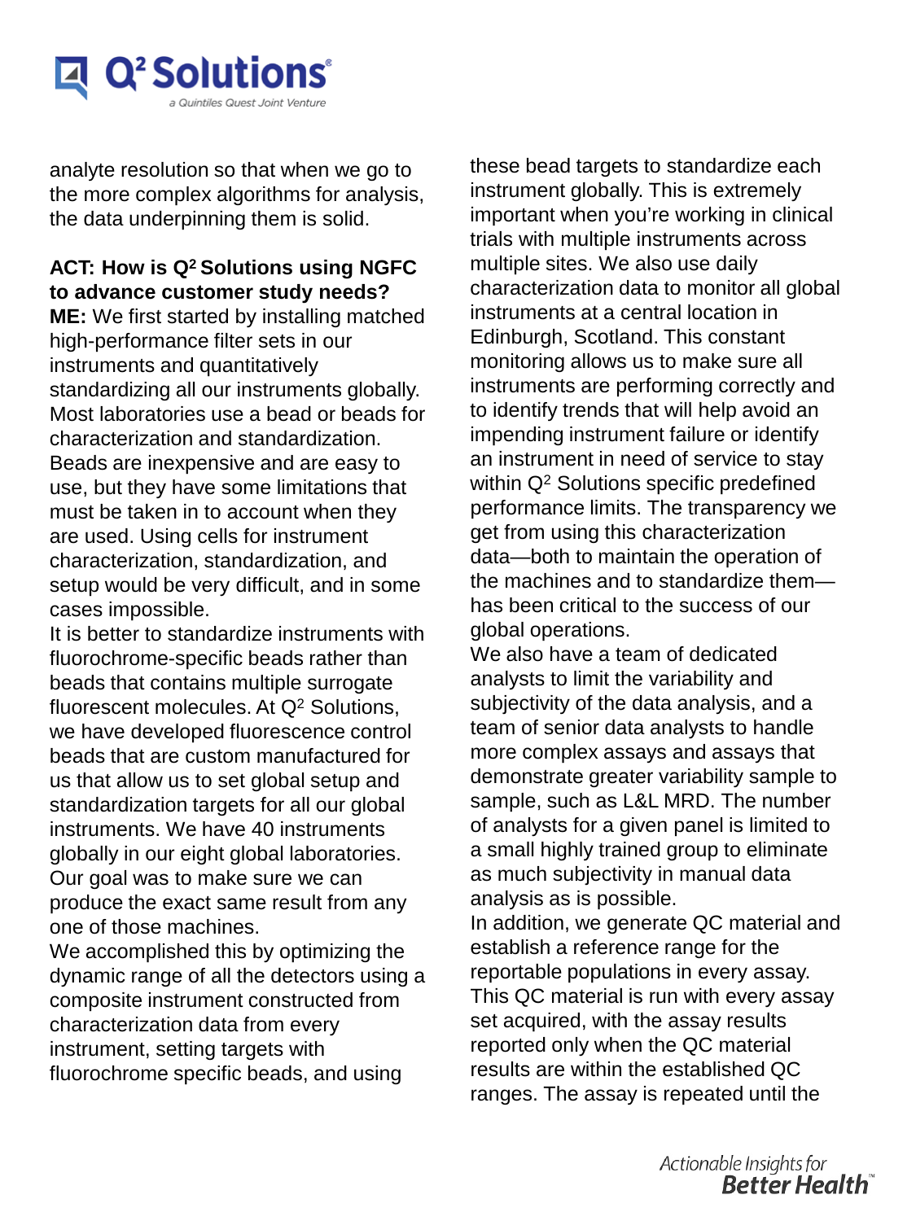analyte resolution so that when we go to the more complex algorithms for analysis, the data underpinning them is solid.

**ACT: How is Q$^2$ Solutions using NGFC to advance customer study needs?**

**ME:** We first started by installing matched high-performance filter sets in our instruments and quantitatively standardizing all our instruments globally. Most laboratories use a bead or beads for characterization and standardization. Beads are inexpensive and are easy to use, but they have some limitations that must be taken in to account when they are used. Using cells for instrument characterization, standardization, and setup would be very difficult, and in some cases impossible.

It is better to standardize instruments with fluorochrome-specific beads rather than beads that contains multiple surrogate fluorescent molecules. At Q$^2$ Solutions, we have developed fluorescence control beads that are custom manufactured for us that allow us to set global setup and standardization targets for all our global instruments. We have 40 instruments globally in our eight global laboratories. Our goal was to make sure we can produce the exact same result from any one of those machines.

We accomplished this by optimizing the dynamic range of all the detectors using a composite instrument constructed from characterization data from every instrument, setting targets with fluorochrome specific beads, and using these bead targets to standardize each instrument globally. This is extremely important when you're working in clinical trials with multiple instruments across multiple sites. We also use daily characterization data to monitor all global instruments at a central location in Edinburgh, Scotland. This constant monitoring allows us to make sure all instruments are performing correctly and to identify trends that will help avoid an impending instrument failure or identify an instrument in need of service to stay within Q$^2$ Solutions specific predefined performance limits. The transparency we get from using this characterization data—both to maintain the operation of the machines and to standardize them—has been critical to the success of our global operations.

We also have a team of dedicated analysts to limit the variability and subjectivity of the data analysis, and a team of senior data analysts to handle more complex assays and assays that demonstrate greater variability sample to sample, such as L&L MRD. The number of analysts for a given panel is limited to a small highly trained group to eliminate as much subjectivity in manual data analysis as is possible.

In addition, we generate QC material and establish a reference range for the reportable populations in every assay. This QC material is run with every assay set acquired, with the assay results reported only when the QC material results are within the established QC ranges. The assay is repeated until the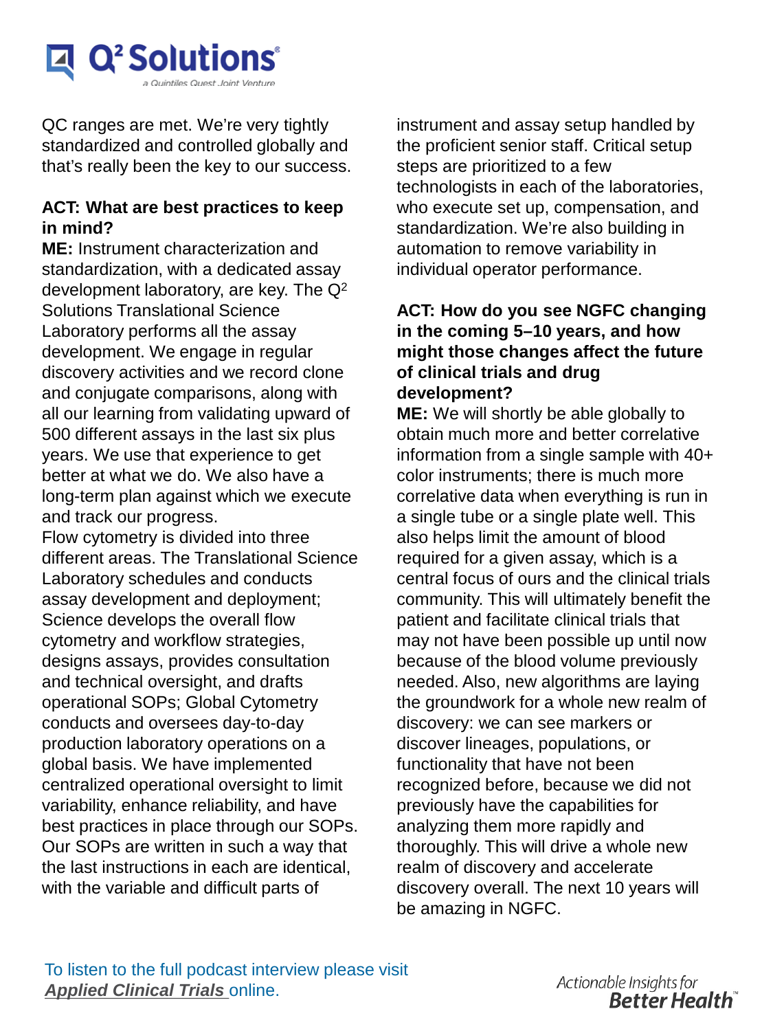QC ranges are met. We're very tightly standardized and controlled globally and that's really been the key to our success.

**ACT: What are best practices to keep in mind?**

**ME:** Instrument characterization and standardization, with a dedicated assay development laboratory, are key. The Q[2] Solutions Translational Science Laboratory performs all the assay development. We engage in regular discovery activities and we record clone and conjugate comparisons, along with all our learning from validating upward of 500 different assays in the last six plus years. We use that experience to get better at what we do. We also have a long-term plan against which we execute and track our progress.

Flow cytometry is divided into three different areas. The Translational Science Laboratory schedules and conducts assay development and deployment; Science develops the overall flow cytometry and workflow strategies, designs assays, provides consultation and technical oversight, and drafts operational SOPs; Global Cytometry conducts and oversees day-to-day production laboratory operations on a global basis. We have implemented centralized operational oversight to limit variability, enhance reliability, and have best practices in place through our SOPs. Our SOPs are written in such a way that the last instructions in each are identical, with the variable and difficult parts of instrument and assay setup handled by the proficient senior staff. Critical setup steps are prioritized to a few technologists in each of the laboratories, who execute set up, compensation, and standardization. We're also building in automation to remove variability in individual operator performance.

**ACT: How do you see NGFC changing in the coming 5–10 years, and how might those changes affect the future of clinical trials and drug development?**

**ME:** We will shortly be able globally to obtain much more and better correlative information from a single sample with 40+ color instruments; there is much more correlative data when everything is run in a single tube or a single plate well. This also helps limit the amount of blood required for a given assay, which is a central focus of ours and the clinical trials community. This will ultimately benefit the patient and facilitate clinical trials that may not have been possible up until now because of the blood volume previously needed. Also, new algorithms are laying the groundwork for a whole new realm of discovery: we can see markers or discover lineages, populations, or functionality that have not been recognized before, because we did not previously have the capabilities for analyzing them more rapidly and thoroughly. This will drive a whole new realm of discovery and accelerate discovery overall. The next 10 years will be amazing in NGFC.

To listen to the full podcast interview please visit ***Applied Clinical Trials*** online.